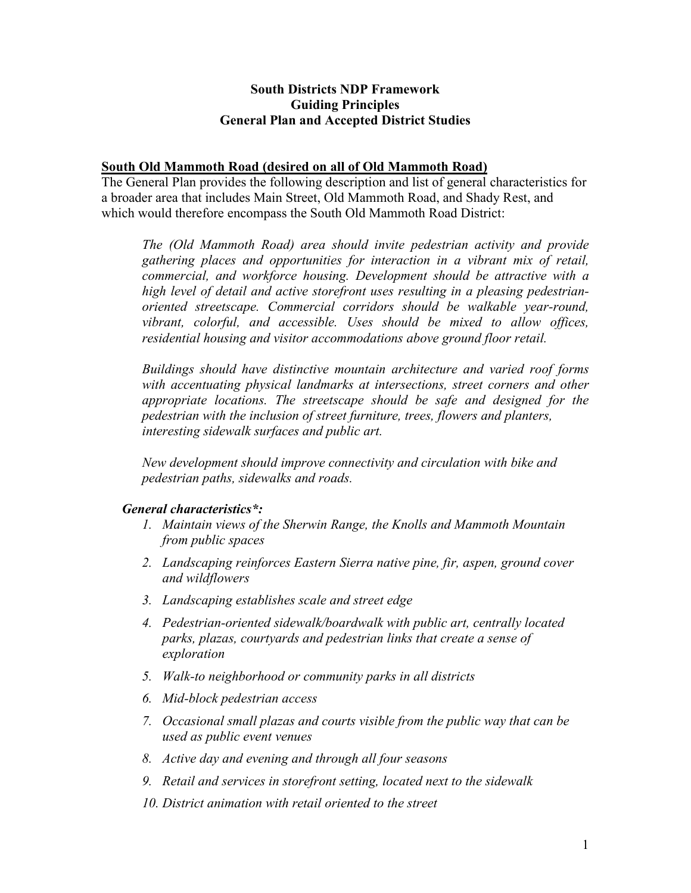# South Districts NDP Framework
# Guiding Principles
# General Plan and Accepted District Studies

## South Old Mammoth Road (desired on all of Old Mammoth Road)

The General Plan provides the following description and list of general characteristics for a broader area that includes Main Street, Old Mammoth Road, and Shady Rest, and which would therefore encompass the South Old Mammoth Road District:

> *The (Old Mammoth Road) area should invite pedestrian activity and provide gathering places and opportunities for interaction in a vibrant mix of retail, commercial, and workforce housing. Development should be attractive with a high level of detail and active storefront uses resulting in a pleasing pedestrian-oriented streetscape. Commercial corridors should be walkable year-round, vibrant, colorful, and accessible. Uses should be mixed to allow offices, residential housing and visitor accommodations above ground floor retail.*
>
> *Buildings should have distinctive mountain architecture and varied roof forms with accentuating physical landmarks at intersections, street corners and other appropriate locations. The streetscape should be safe and designed for the pedestrian with the inclusion of street furniture, trees, flowers and planters, interesting sidewalk surfaces and public art.*
>
> *New development should improve connectivity and circulation with bike and pedestrian paths, sidewalks and roads.*

***General characteristics*:***

1. *Maintain views of the Sherwin Range, the Knolls and Mammoth Mountain from public spaces*
2. *Landscaping reinforces Eastern Sierra native pine, fir, aspen, ground cover and wildflowers*
3. *Landscaping establishes scale and street edge*
4. *Pedestrian-oriented sidewalk/boardwalk with public art, centrally located parks, plazas, courtyards and pedestrian links that create a sense of exploration*
5. *Walk-to neighborhood or community parks in all districts*
6. *Mid-block pedestrian access*
7. *Occasional small plazas and courts visible from the public way that can be used as public event venues*
8. *Active day and evening and through all four seasons*
9. *Retail and services in storefront setting, located next to the sidewalk*
10. *District animation with retail oriented to the street*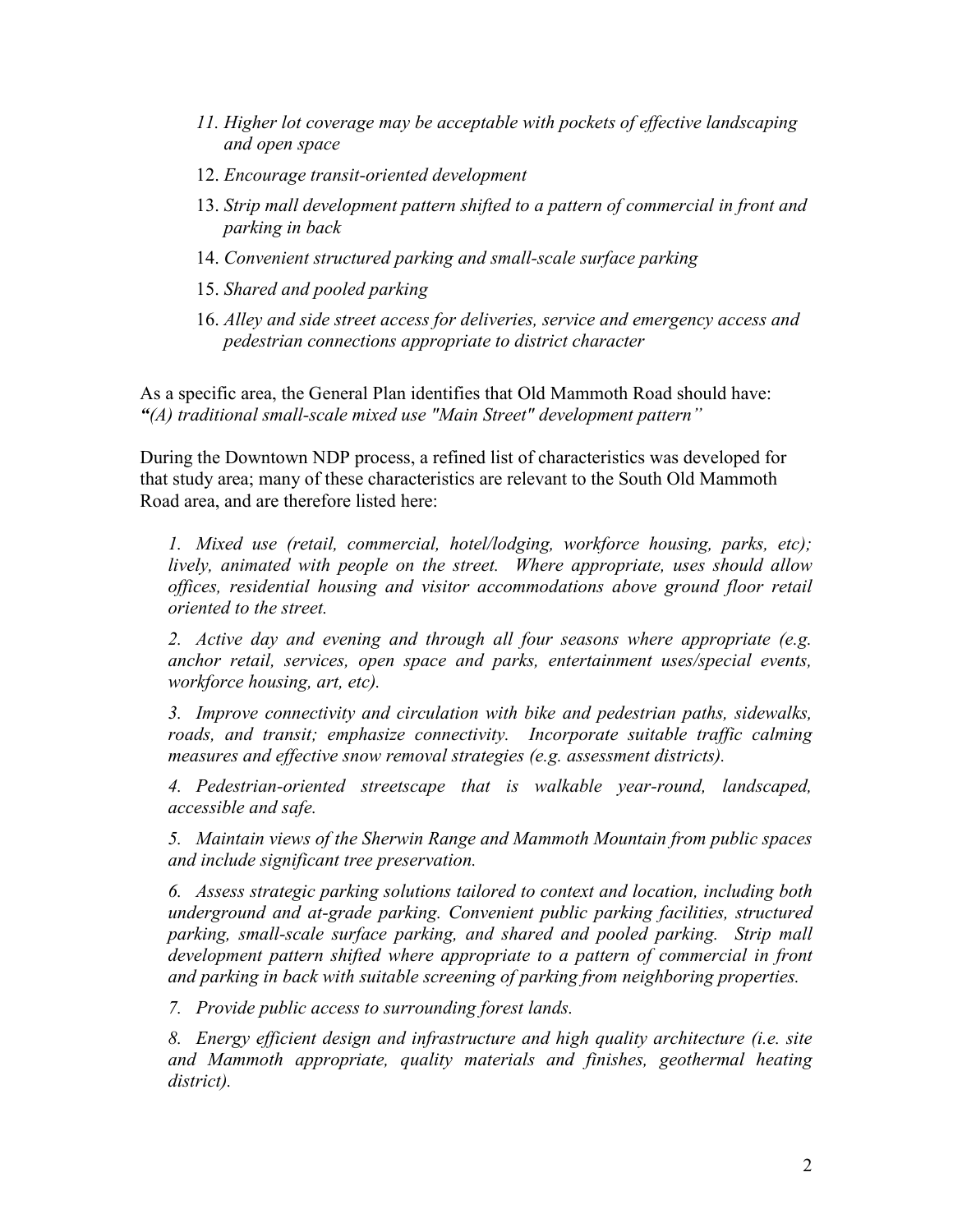11. *Higher lot coverage may be acceptable with pockets of effective landscaping and open space*
12. *Encourage transit-oriented development*
13. *Strip mall development pattern shifted to a pattern of commercial in front and parking in back*
14. *Convenient structured parking and small-scale surface parking*
15. *Shared and pooled parking*
16. *Alley and side street access for deliveries, service and emergency access and pedestrian connections appropriate to district character*

As a specific area, the General Plan identifies that Old Mammoth Road should have: ***"****(A) traditional small-scale mixed use "Main Street" development pattern"*

During the Downtown NDP process, a refined list of characteristics was developed for that study area; many of these characteristics are relevant to the South Old Mammoth Road area, and are therefore listed here:

*1. Mixed use (retail, commercial, hotel/lodging, workforce housing, parks, etc); lively, animated with people on the street. Where appropriate, uses should allow offices, residential housing and visitor accommodations above ground floor retail oriented to the street.*

*2. Active day and evening and through all four seasons where appropriate (e.g. anchor retail, services, open space and parks, entertainment uses/special events, workforce housing, art, etc).*

*3. Improve connectivity and circulation with bike and pedestrian paths, sidewalks, roads, and transit; emphasize connectivity. Incorporate suitable traffic calming measures and effective snow removal strategies (e.g. assessment districts).*

*4. Pedestrian-oriented streetscape that is walkable year-round, landscaped, accessible and safe.*

*5. Maintain views of the Sherwin Range and Mammoth Mountain from public spaces and include significant tree preservation.*

*6. Assess strategic parking solutions tailored to context and location, including both underground and at-grade parking. Convenient public parking facilities, structured parking, small-scale surface parking, and shared and pooled parking. Strip mall development pattern shifted where appropriate to a pattern of commercial in front and parking in back with suitable screening of parking from neighboring properties.*

*7. Provide public access to surrounding forest lands.*

*8. Energy efficient design and infrastructure and high quality architecture (i.e. site and Mammoth appropriate, quality materials and finishes, geothermal heating district).*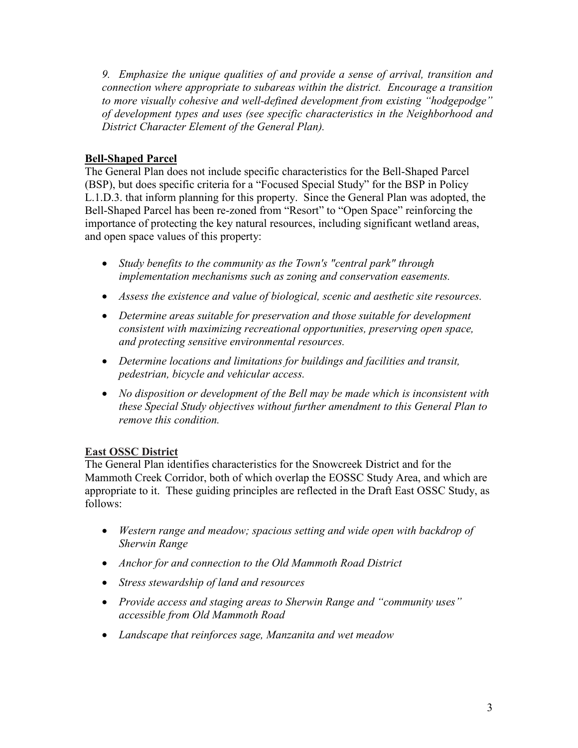*9. Emphasize the unique qualities of and provide a sense of arrival, transition and connection where appropriate to subareas within the district. Encourage a transition to more visually cohesive and well-defined development from existing "hodgepodge" of development types and uses (see specific characteristics in the Neighborhood and District Character Element of the General Plan).*

## Bell-Shaped Parcel

The General Plan does not include specific characteristics for the Bell-Shaped Parcel (BSP), but does specific criteria for a "Focused Special Study" for the BSP in Policy L.1.D.3. that inform planning for this property. Since the General Plan was adopted, the Bell-Shaped Parcel has been re-zoned from "Resort" to "Open Space" reinforcing the importance of protecting the key natural resources, including significant wetland areas, and open space values of this property:

- *Study benefits to the community as the Town's "central park" through implementation mechanisms such as zoning and conservation easements.*
- *Assess the existence and value of biological, scenic and aesthetic site resources.*
- *Determine areas suitable for preservation and those suitable for development consistent with maximizing recreational opportunities, preserving open space, and protecting sensitive environmental resources.*
- *Determine locations and limitations for buildings and facilities and transit, pedestrian, bicycle and vehicular access.*
- *No disposition or development of the Bell may be made which is inconsistent with these Special Study objectives without further amendment to this General Plan to remove this condition.*

## East OSSC District

The General Plan identifies characteristics for the Snowcreek District and for the Mammoth Creek Corridor, both of which overlap the EOSSC Study Area, and which are appropriate to it. These guiding principles are reflected in the Draft East OSSC Study, as follows:

- *Western range and meadow; spacious setting and wide open with backdrop of Sherwin Range*
- *Anchor for and connection to the Old Mammoth Road District*
- *Stress stewardship of land and resources*
- *Provide access and staging areas to Sherwin Range and "community uses" accessible from Old Mammoth Road*
- *Landscape that reinforces sage, Manzanita and wet meadow*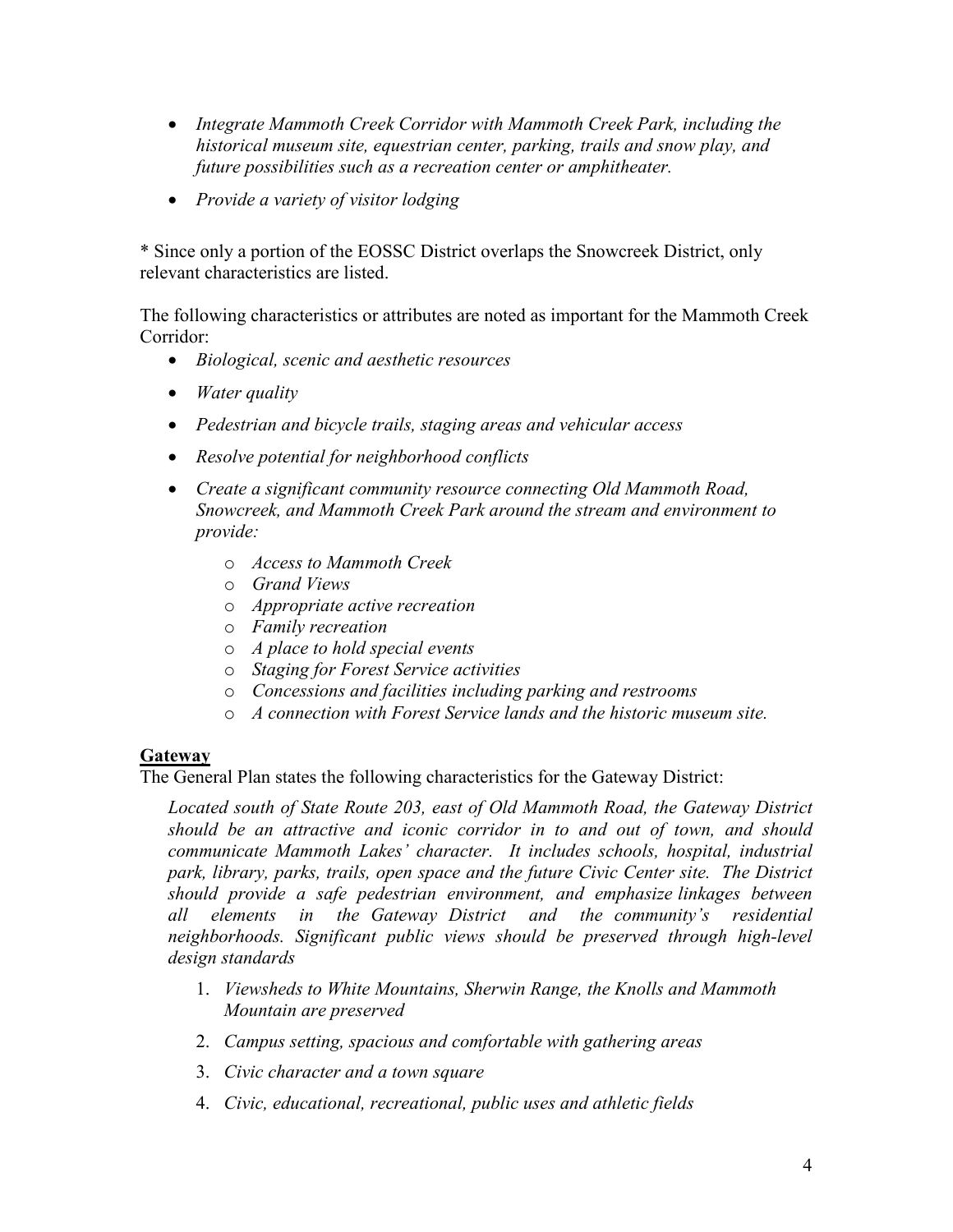- *Integrate Mammoth Creek Corridor with Mammoth Creek Park, including the historical museum site, equestrian center, parking, trails and snow play, and future possibilities such as a recreation center or amphitheater.*
- *Provide a variety of visitor lodging*

* Since only a portion of the EOSSC District overlaps the Snowcreek District, only relevant characteristics are listed.

The following characteristics or attributes are noted as important for the Mammoth Creek Corridor:

- *Biological, scenic and aesthetic resources*
- *Water quality*
- *Pedestrian and bicycle trails, staging areas and vehicular access*
- *Resolve potential for neighborhood conflicts*
- *Create a significant community resource connecting Old Mammoth Road, Snowcreek, and Mammoth Creek Park around the stream and environment to provide:*
    - *Access to Mammoth Creek*
    - *Grand Views*
    - *Appropriate active recreation*
    - *Family recreation*
    - *A place to hold special events*
    - *Staging for Forest Service activities*
    - *Concessions and facilities including parking and restrooms*
    - *A connection with Forest Service lands and the historic museum site.*

## Gateway

The General Plan states the following characteristics for the Gateway District:

> *Located south of State Route 203, east of Old Mammoth Road, the Gateway District should be an attractive and iconic corridor in to and out of town, and should communicate Mammoth Lakes' character. It includes schools, hospital, industrial park, library, parks, trails, open space and the future Civic Center site. The District should provide a safe pedestrian environment, and emphasize linkages between all elements in the Gateway District and the community's residential neighborhoods. Significant public views should be preserved through high-level design standards*

1. *Viewsheds to White Mountains, Sherwin Range, the Knolls and Mammoth Mountain are preserved*
2. *Campus setting, spacious and comfortable with gathering areas*
3. *Civic character and a town square*
4. *Civic, educational, recreational, public uses and athletic fields*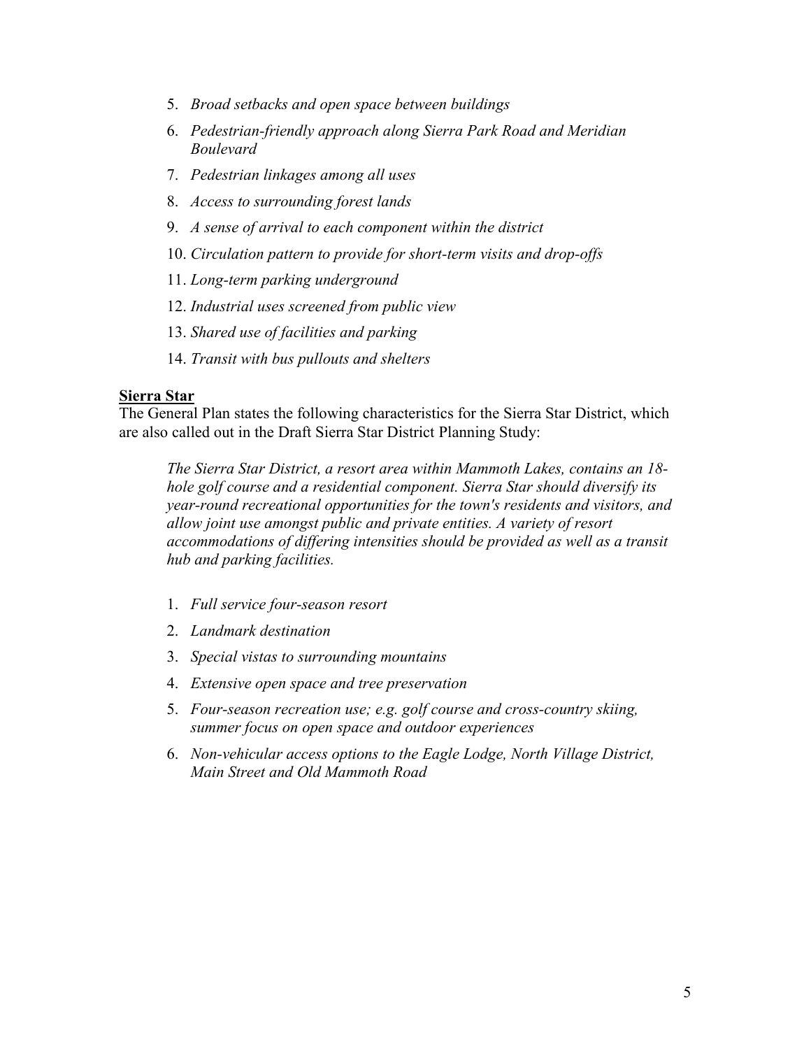5. *Broad setbacks and open space between buildings*
6. *Pedestrian-friendly approach along Sierra Park Road and Meridian Boulevard*
7. *Pedestrian linkages among all uses*
8. *Access to surrounding forest lands*
9. *A sense of arrival to each component within the district*
10. *Circulation pattern to provide for short-term visits and drop-offs*
11. *Long-term parking underground*
12. *Industrial uses screened from public view*
13. *Shared use of facilities and parking*
14. *Transit with bus pullouts and shelters*

**Sierra Star**

The General Plan states the following characteristics for the Sierra Star District, which are also called out in the Draft Sierra Star District Planning Study:

> *The Sierra Star District, a resort area within Mammoth Lakes, contains an 18-hole golf course and a residential component. Sierra Star should diversify its year-round recreational opportunities for the town's residents and visitors, and allow joint use amongst public and private entities. A variety of resort accommodations of differing intensities should be provided as well as a transit hub and parking facilities.*

1. *Full service four-season resort*
2. *Landmark destination*
3. *Special vistas to surrounding mountains*
4. *Extensive open space and tree preservation*
5. *Four-season recreation use; e.g. golf course and cross-country skiing, summer focus on open space and outdoor experiences*
6. *Non-vehicular access options to the Eagle Lodge, North Village District, Main Street and Old Mammoth Road*